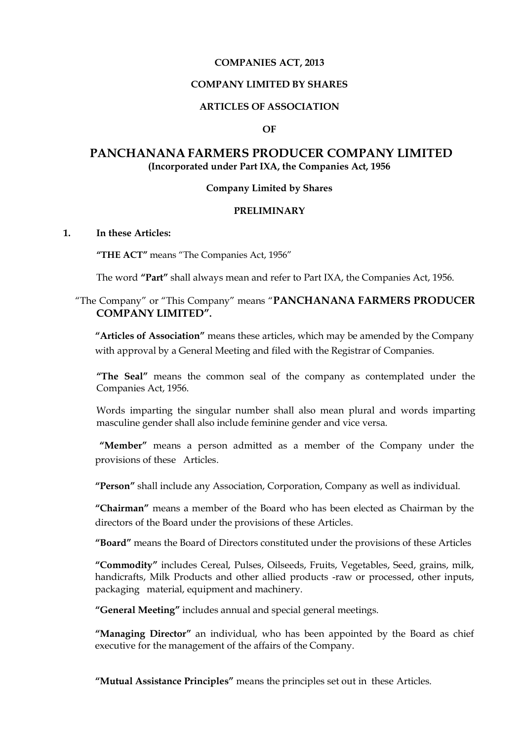**COMPANIES ACT, 2013**

**COMPANY LIMITED BY SHARES**

**ARTICLES OF ASSOCIATION**

**OF**

# PANCHANANA FARMERS PRODUCER COMPANY LIMITED

**(Incorporated under Part IXA, the Companies Act, 1956**

**Company Limited by Shares**

## PRELIMINARY

**1. In these Articles:**

**"THE ACT"** means "The Companies Act, 1956"

The word **"Part"** shall always mean and refer to Part IXA, the Companies Act, 1956.

"The Company" or "This Company" means "**PANCHANANA FARMERS PRODUCER COMPANY LIMITED".**

**"Articles of Association"** means these articles, which may be amended by the Company with approval by a General Meeting and filed with the Registrar of Companies.

**"The Seal"** means the common seal of the company as contemplated under the Companies Act, 1956.

Words imparting the singular number shall also mean plural and words imparting masculine gender shall also include feminine gender and vice versa.

**"Member"** means a person admitted as a member of the Company under the provisions of these Articles.

**"Person"** shall include any Association, Corporation, Company as well as individual.

**"Chairman"** means a member of the Board who has been elected as Chairman by the directors of the Board under the provisions of these Articles.

**"Board"** means the Board of Directors constituted under the provisions of these Articles

**"Commodity"** includes Cereal, Pulses, Oilseeds, Fruits, Vegetables, Seed, grains, milk, handicrafts, Milk Products and other allied products -raw or processed, other inputs, packaging material, equipment and machinery.

**"General Meeting"** includes annual and special general meetings.

**"Managing Director"** an individual, who has been appointed by the Board as chief executive for the management of the affairs of the Company.

**"Mutual Assistance Principles"** means the principles set out in these Articles.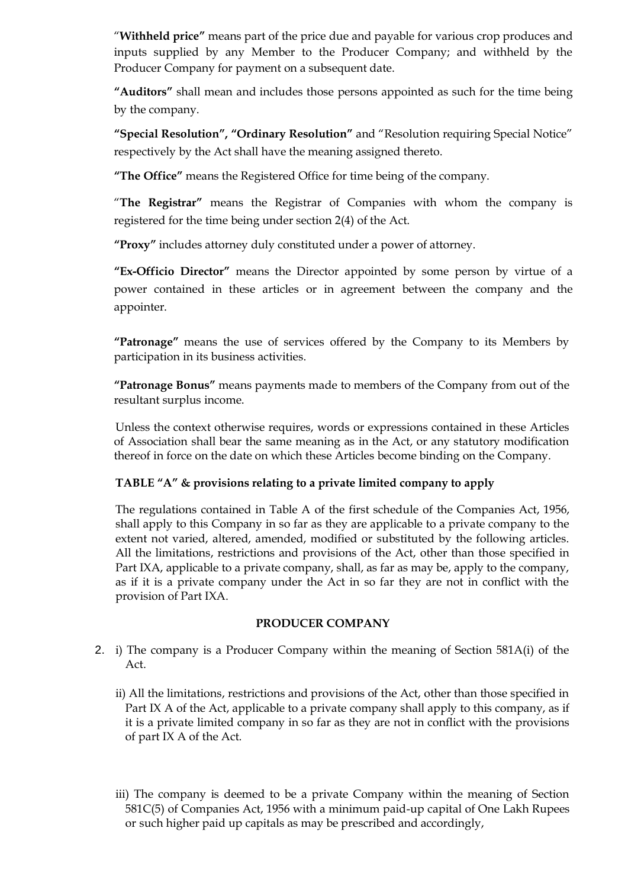"**Withheld price**" means part of the price due and payable for various crop produces and inputs supplied by any Member to the Producer Company; and withheld by the Producer Company for payment on a subsequent date.

**"Auditors"** shall mean and includes those persons appointed as such for the time being by the company.

**"Special Resolution", "Ordinary Resolution"** and "Resolution requiring Special Notice" respectively by the Act shall have the meaning assigned thereto.

**"The Office"** means the Registered Office for time being of the company.

"**The Registrar"** means the Registrar of Companies with whom the company is registered for the time being under section 2(4) of the Act.

**"Proxy"** includes attorney duly constituted under a power of attorney.

**"Ex-Officio Director"** means the Director appointed by some person by virtue of a power contained in these articles or in agreement between the company and the appointer.

**"Patronage"** means the use of services offered by the Company to its Members by participation in its business activities.

**"Patronage Bonus"** means payments made to members of the Company from out of the resultant surplus income.

Unless the context otherwise requires, words or expressions contained in these Articles of Association shall bear the same meaning as in the Act, or any statutory modification thereof in force on the date on which these Articles become binding on the Company.

**TABLE "A" & provisions relating to a private limited company to apply**

The regulations contained in Table A of the first schedule of the Companies Act, 1956, shall apply to this Company in so far as they are applicable to a private company to the extent not varied, altered, amended, modified or substituted by the following articles. All the limitations, restrictions and provisions of the Act, other than those specified in Part IXA, applicable to a private company, shall, as far as may be, apply to the company, as if it is a private company under the Act in so far they are not in conflict with the provision of Part IXA.

**PRODUCER COMPANY**

2. i) The company is a Producer Company within the meaning of Section 581A(i) of the Act.

   ii) All the limitations, restrictions and provisions of the Act, other than those specified in Part IX A of the Act, applicable to a private company shall apply to this company, as if it is a private limited company in so far as they are not in conflict with the provisions of part IX A of the Act.

   iii) The company is deemed to be a private Company within the meaning of Section 581C(5) of Companies Act, 1956 with a minimum paid-up capital of One Lakh Rupees or such higher paid up capitals as may be prescribed and accordingly,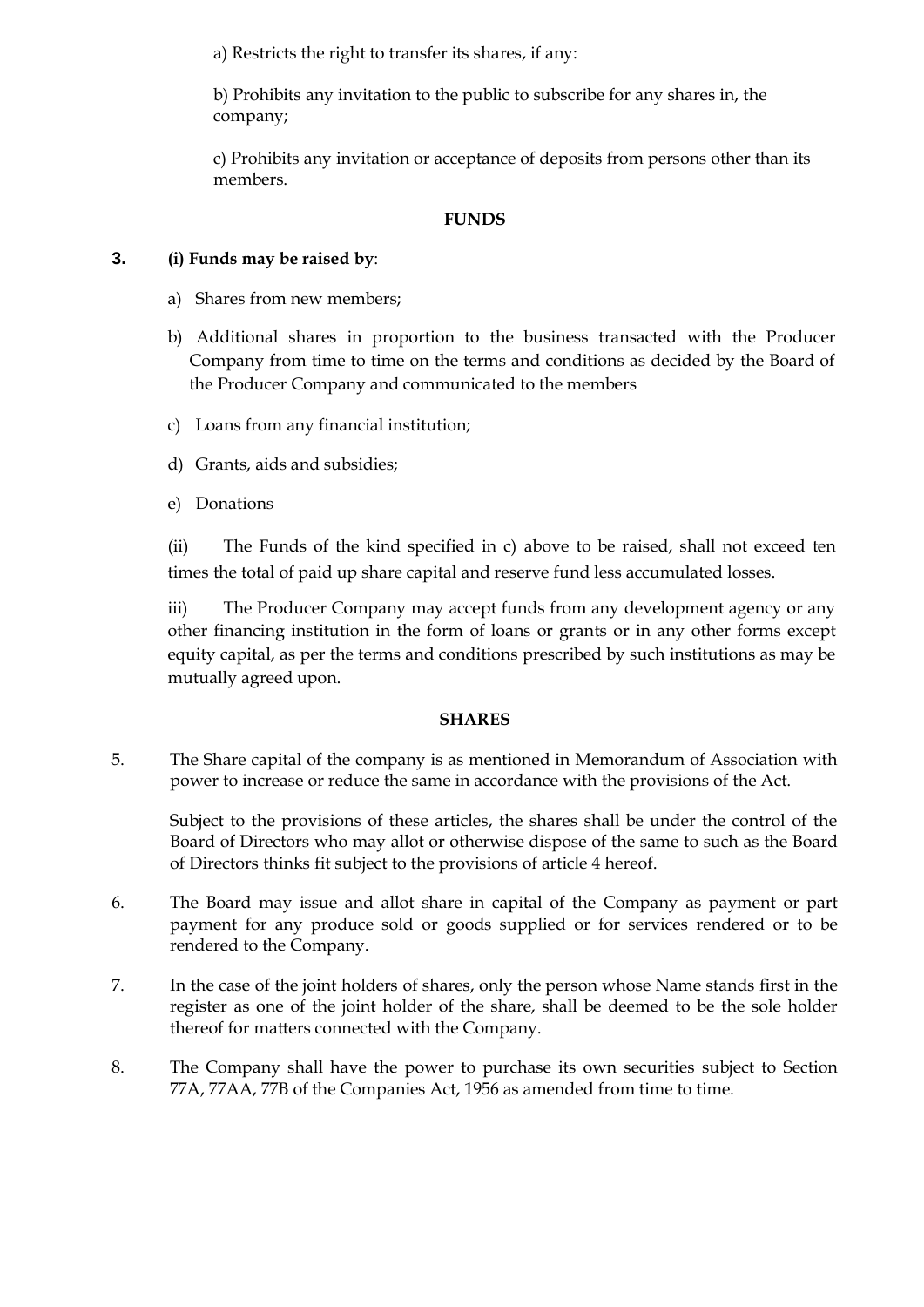a) Restricts the right to transfer its shares, if any:

b) Prohibits any invitation to the public to subscribe for any shares in, the company;

c) Prohibits any invitation or acceptance of deposits from persons other than its members.

**FUNDS**

**3. (i) Funds may be raised by**:

a) Shares from new members;

b) Additional shares in proportion to the business transacted with the Producer Company from time to time on the terms and conditions as decided by the Board of the Producer Company and communicated to the members

c) Loans from any financial institution;

d) Grants, aids and subsidies;

e) Donations

(ii) The Funds of the kind specified in c) above to be raised, shall not exceed ten times the total of paid up share capital and reserve fund less accumulated losses.

iii) The Producer Company may accept funds from any development agency or any other financing institution in the form of loans or grants or in any other forms except equity capital, as per the terms and conditions prescribed by such institutions as may be mutually agreed upon.

**SHARES**

5. The Share capital of the company is as mentioned in Memorandum of Association with power to increase or reduce the same in accordance with the provisions of the Act.

   Subject to the provisions of these articles, the shares shall be under the control of the Board of Directors who may allot or otherwise dispose of the same to such as the Board of Directors thinks fit subject to the provisions of article 4 hereof.

6. The Board may issue and allot share in capital of the Company as payment or part payment for any produce sold or goods supplied or for services rendered or to be rendered to the Company.

7. In the case of the joint holders of shares, only the person whose Name stands first in the register as one of the joint holder of the share, shall be deemed to be the sole holder thereof for matters connected with the Company.

8. The Company shall have the power to purchase its own securities subject to Section 77A, 77AA, 77B of the Companies Act, 1956 as amended from time to time.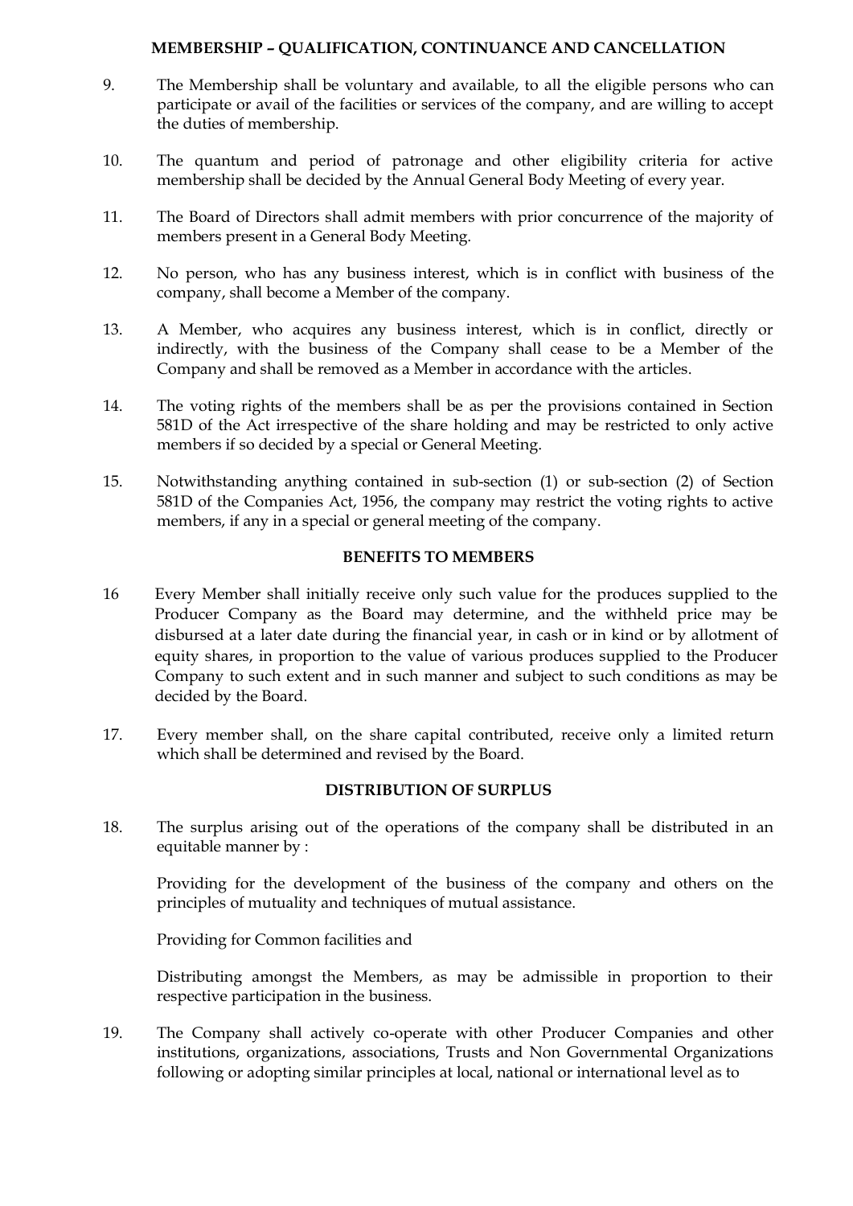## MEMBERSHIP – QUALIFICATION, CONTINUANCE AND CANCELLATION

9. The Membership shall be voluntary and available, to all the eligible persons who can participate or avail of the facilities or services of the company, and are willing to accept the duties of membership.

10. The quantum and period of patronage and other eligibility criteria for active membership shall be decided by the Annual General Body Meeting of every year.

11. The Board of Directors shall admit members with prior concurrence of the majority of members present in a General Body Meeting.

12. No person, who has any business interest, which is in conflict with business of the company, shall become a Member of the company.

13. A Member, who acquires any business interest, which is in conflict, directly or indirectly, with the business of the Company shall cease to be a Member of the Company and shall be removed as a Member in accordance with the articles.

14. The voting rights of the members shall be as per the provisions contained in Section 581D of the Act irrespective of the share holding and may be restricted to only active members if so decided by a special or General Meeting.

15. Notwithstanding anything contained in sub-section (1) or sub-section (2) of Section 581D of the Companies Act, 1956, the company may restrict the voting rights to active members, if any in a special or general meeting of the company.

## BENEFITS TO MEMBERS

16 Every Member shall initially receive only such value for the produces supplied to the Producer Company as the Board may determine, and the withheld price may be disbursed at a later date during the financial year, in cash or in kind or by allotment of equity shares, in proportion to the value of various produces supplied to the Producer Company to such extent and in such manner and subject to such conditions as may be decided by the Board.

17. Every member shall, on the share capital contributed, receive only a limited return which shall be determined and revised by the Board.

## DISTRIBUTION OF SURPLUS

18. The surplus arising out of the operations of the company shall be distributed in an equitable manner by :

    Providing for the development of the business of the company and others on the principles of mutuality and techniques of mutual assistance.

    Providing for Common facilities and

    Distributing amongst the Members, as may be admissible in proportion to their respective participation in the business.

19. The Company shall actively co-operate with other Producer Companies and other institutions, organizations, associations, Trusts and Non Governmental Organizations following or adopting similar principles at local, national or international level as to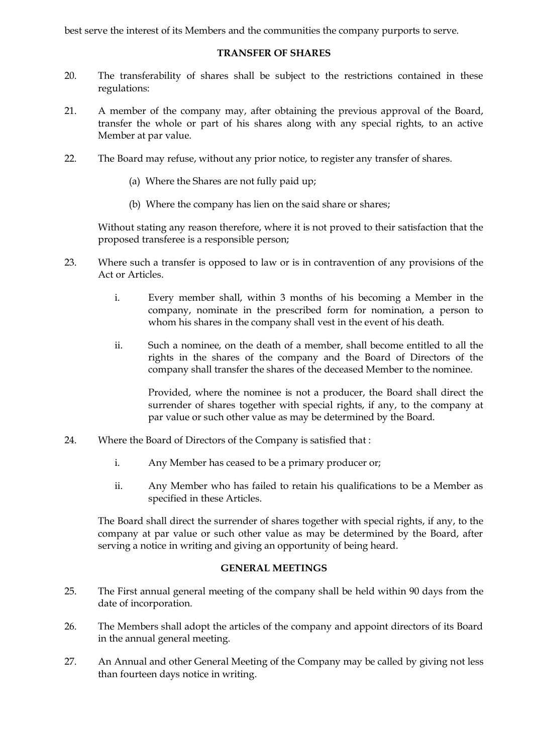best serve the interest of its Members and the communities the company purports to serve.

**TRANSFER OF SHARES**

20. The transferability of shares shall be subject to the restrictions contained in these regulations:

21. A member of the company may, after obtaining the previous approval of the Board, transfer the whole or part of his shares along with any special rights, to an active Member at par value.

22. The Board may refuse, without any prior notice, to register any transfer of shares.

    (a) Where the Shares are not fully paid up;

    (b) Where the company has lien on the said share or shares;

    Without stating any reason therefore, where it is not proved to their satisfaction that the proposed transferee is a responsible person;

23. Where such a transfer is opposed to law or is in contravention of any provisions of the Act or Articles.

    i. Every member shall, within 3 months of his becoming a Member in the company, nominate in the prescribed form for nomination, a person to whom his shares in the company shall vest in the event of his death.

    ii. Such a nominee, on the death of a member, shall become entitled to all the rights in the shares of the company and the Board of Directors of the company shall transfer the shares of the deceased Member to the nominee.

       Provided, where the nominee is not a producer, the Board shall direct the surrender of shares together with special rights, if any, to the company at par value or such other value as may be determined by the Board.

24. Where the Board of Directors of the Company is satisfied that :

    i. Any Member has ceased to be a primary producer or;

    ii. Any Member who has failed to retain his qualifications to be a Member as specified in these Articles.

    The Board shall direct the surrender of shares together with special rights, if any, to the company at par value or such other value as may be determined by the Board, after serving a notice in writing and giving an opportunity of being heard.

**GENERAL MEETINGS**

25. The First annual general meeting of the company shall be held within 90 days from the date of incorporation.

26. The Members shall adopt the articles of the company and appoint directors of its Board in the annual general meeting.

27. An Annual and other General Meeting of the Company may be called by giving not less than fourteen days notice in writing.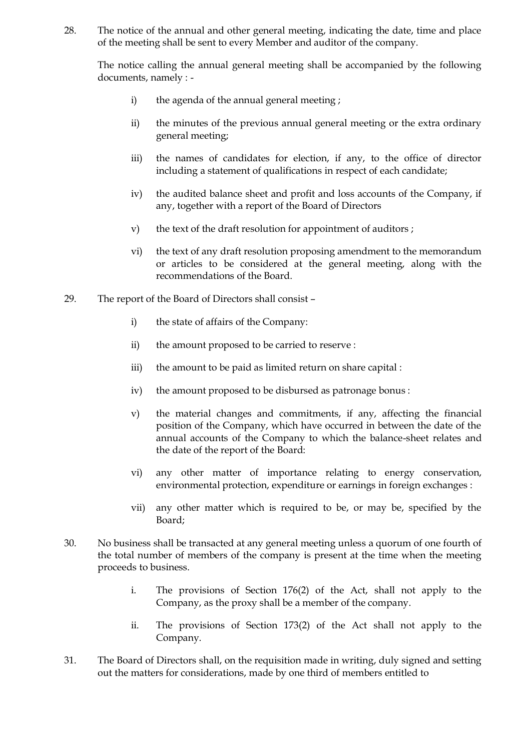28. The notice of the annual and other general meeting, indicating the date, time and place of the meeting shall be sent to every Member and auditor of the company.

 The notice calling the annual general meeting shall be accompanied by the following documents, namely : -

 i) the agenda of the annual general meeting ;

 ii) the minutes of the previous annual general meeting or the extra ordinary general meeting;

 iii) the names of candidates for election, if any, to the office of director including a statement of qualifications in respect of each candidate;

 iv) the audited balance sheet and profit and loss accounts of the Company, if any, together with a report of the Board of Directors

 v) the text of the draft resolution for appointment of auditors ;

 vi) the text of any draft resolution proposing amendment to the memorandum or articles to be considered at the general meeting, along with the recommendations of the Board.

29. The report of the Board of Directors shall consist –

 i) the state of affairs of the Company:

 ii) the amount proposed to be carried to reserve :

 iii) the amount to be paid as limited return on share capital :

 iv) the amount proposed to be disbursed as patronage bonus :

 v) the material changes and commitments, if any, affecting the financial position of the Company, which have occurred in between the date of the annual accounts of the Company to which the balance-sheet relates and the date of the report of the Board:

 vi) any other matter of importance relating to energy conservation, environmental protection, expenditure or earnings in foreign exchanges :

 vii) any other matter which is required to be, or may be, specified by the Board;

30. No business shall be transacted at any general meeting unless a quorum of one fourth of the total number of members of the company is present at the time when the meeting proceeds to business.

 i. The provisions of Section 176(2) of the Act, shall not apply to the Company, as the proxy shall be a member of the company.

 ii. The provisions of Section 173(2) of the Act shall not apply to the Company.

31. The Board of Directors shall, on the requisition made in writing, duly signed and setting out the matters for considerations, made by one third of members entitled to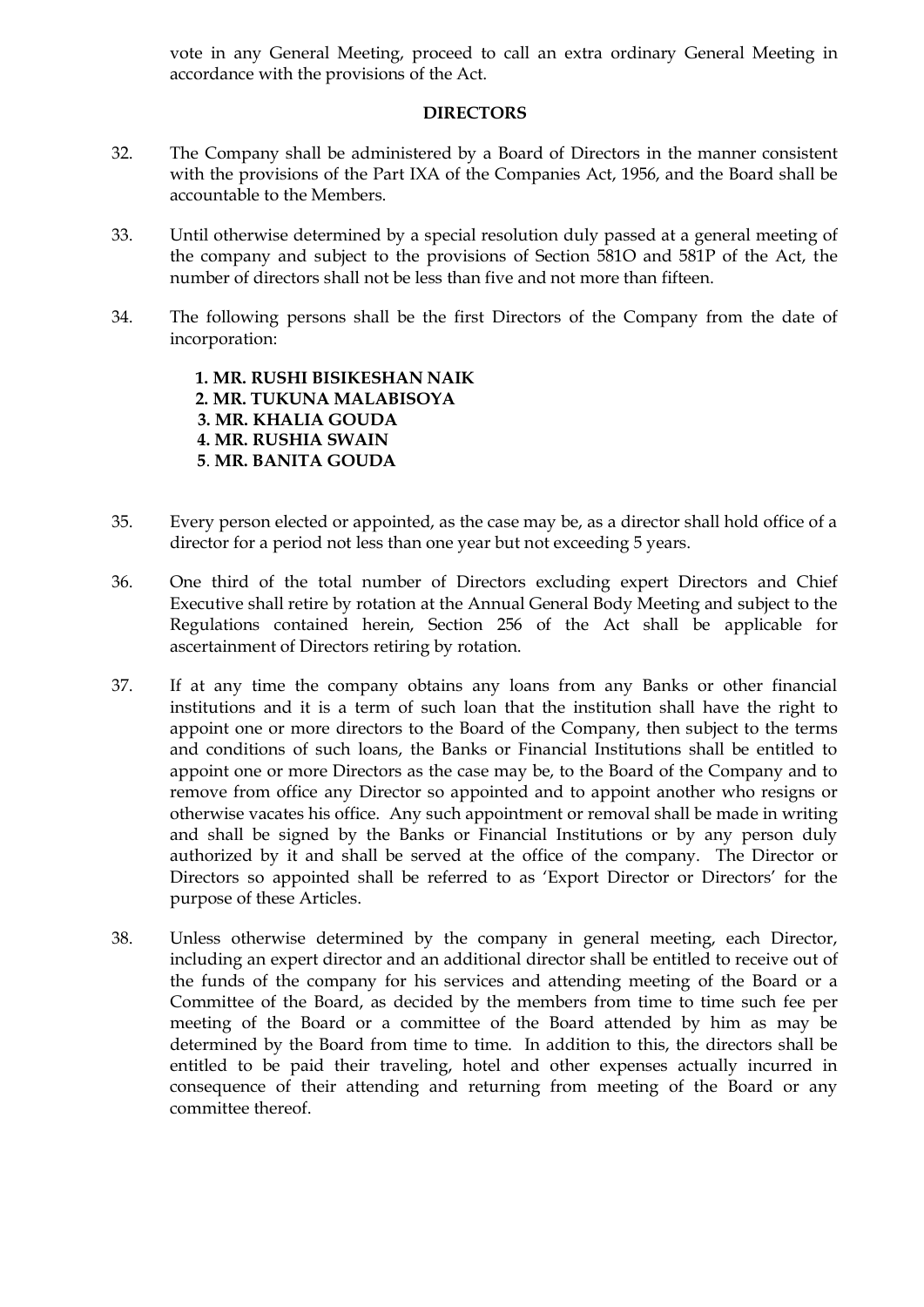vote in any General Meeting, proceed to call an extra ordinary General Meeting in accordance with the provisions of the Act.

## DIRECTORS

32. The Company shall be administered by a Board of Directors in the manner consistent with the provisions of the Part IXA of the Companies Act, 1956, and the Board shall be accountable to the Members.

33. Until otherwise determined by a special resolution duly passed at a general meeting of the company and subject to the provisions of Section 581O and 581P of the Act, the number of directors shall not be less than five and not more than fifteen.

34. The following persons shall be the first Directors of the Company from the date of incorporation:

    **1. MR. RUSHI BISIKESHAN NAIK**
    **2. MR. TUKUNA MALABISOYA**
    **3. MR. KHALIA GOUDA**
    **4. MR. RUSHIA SWAIN**
    **5. MR. BANITA GOUDA**

35. Every person elected or appointed, as the case may be, as a director shall hold office of a director for a period not less than one year but not exceeding 5 years.

36. One third of the total number of Directors excluding expert Directors and Chief Executive shall retire by rotation at the Annual General Body Meeting and subject to the Regulations contained herein, Section 256 of the Act shall be applicable for ascertainment of Directors retiring by rotation.

37. If at any time the company obtains any loans from any Banks or other financial institutions and it is a term of such loan that the institution shall have the right to appoint one or more directors to the Board of the Company, then subject to the terms and conditions of such loans, the Banks or Financial Institutions shall be entitled to appoint one or more Directors as the case may be, to the Board of the Company and to remove from office any Director so appointed and to appoint another who resigns or otherwise vacates his office. Any such appointment or removal shall be made in writing and shall be signed by the Banks or Financial Institutions or by any person duly authorized by it and shall be served at the office of the company. The Director or Directors so appointed shall be referred to as 'Export Director or Directors' for the purpose of these Articles.

38. Unless otherwise determined by the company in general meeting, each Director, including an expert director and an additional director shall be entitled to receive out of the funds of the company for his services and attending meeting of the Board or a Committee of the Board, as decided by the members from time to time such fee per meeting of the Board or a committee of the Board attended by him as may be determined by the Board from time to time. In addition to this, the directors shall be entitled to be paid their traveling, hotel and other expenses actually incurred in consequence of their attending and returning from meeting of the Board or any committee thereof.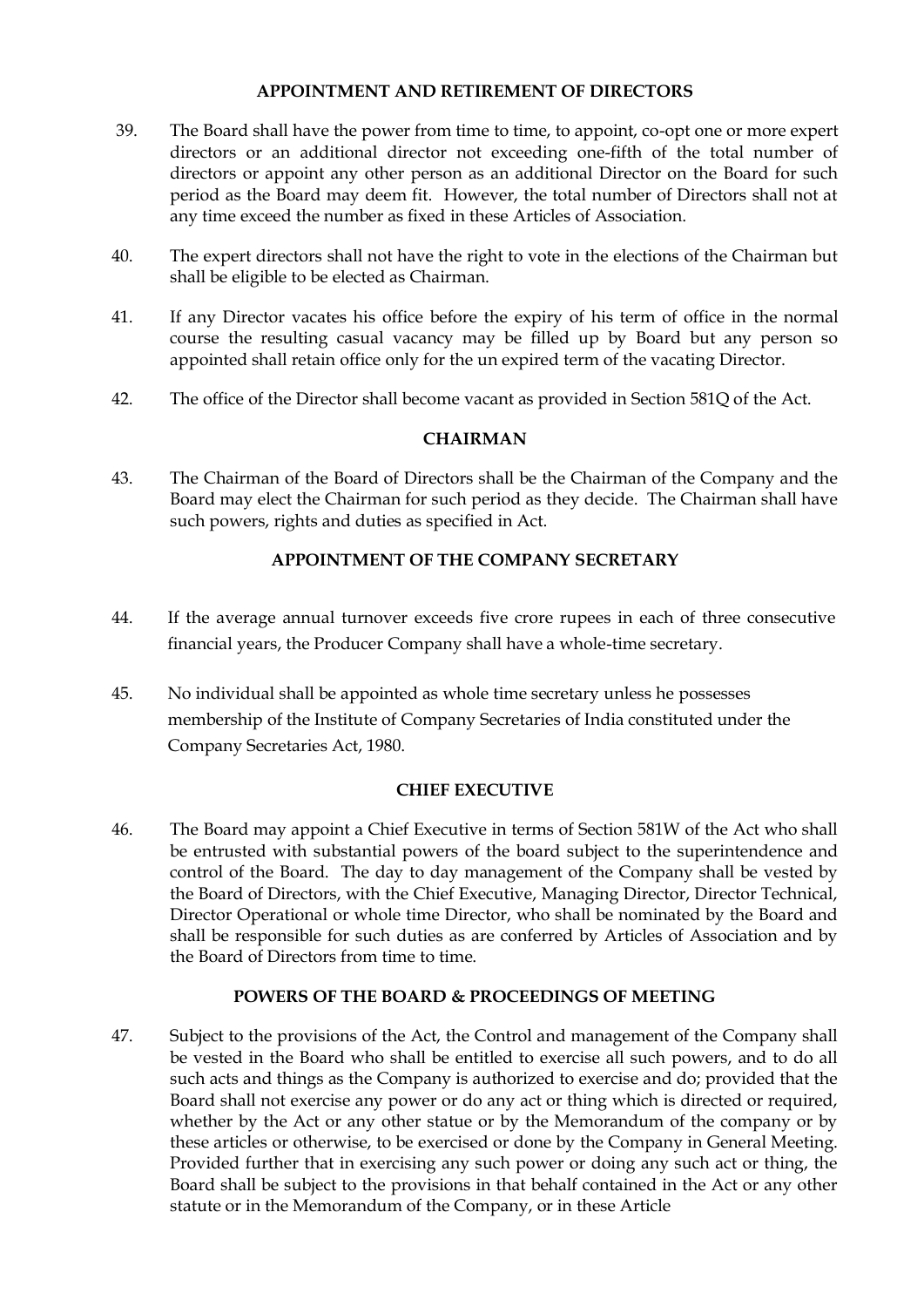## APPOINTMENT AND RETIREMENT OF DIRECTORS

39. The Board shall have the power from time to time, to appoint, co-opt one or more expert directors or an additional director not exceeding one-fifth of the total number of directors or appoint any other person as an additional Director on the Board for such period as the Board may deem fit. However, the total number of Directors shall not at any time exceed the number as fixed in these Articles of Association.

40. The expert directors shall not have the right to vote in the elections of the Chairman but shall be eligible to be elected as Chairman.

41. If any Director vacates his office before the expiry of his term of office in the normal course the resulting casual vacancy may be filled up by Board but any person so appointed shall retain office only for the un expired term of the vacating Director.

42. The office of the Director shall become vacant as provided in Section 581Q of the Act.

## CHAIRMAN

43. The Chairman of the Board of Directors shall be the Chairman of the Company and the Board may elect the Chairman for such period as they decide. The Chairman shall have such powers, rights and duties as specified in Act.

## APPOINTMENT OF THE COMPANY SECRETARY

44. If the average annual turnover exceeds five crore rupees in each of three consecutive financial years, the Producer Company shall have a whole-time secretary.

45. No individual shall be appointed as whole time secretary unless he possesses membership of the Institute of Company Secretaries of India constituted under the Company Secretaries Act, 1980.

## CHIEF EXECUTIVE

46. The Board may appoint a Chief Executive in terms of Section 581W of the Act who shall be entrusted with substantial powers of the board subject to the superintendence and control of the Board. The day to day management of the Company shall be vested by the Board of Directors, with the Chief Executive, Managing Director, Director Technical, Director Operational or whole time Director, who shall be nominated by the Board and shall be responsible for such duties as are conferred by Articles of Association and by the Board of Directors from time to time.

## POWERS OF THE BOARD & PROCEEDINGS OF MEETING

47. Subject to the provisions of the Act, the Control and management of the Company shall be vested in the Board who shall be entitled to exercise all such powers, and to do all such acts and things as the Company is authorized to exercise and do; provided that the Board shall not exercise any power or do any act or thing which is directed or required, whether by the Act or any other statue or by the Memorandum of the company or by these articles or otherwise, to be exercised or done by the Company in General Meeting. Provided further that in exercising any such power or doing any such act or thing, the Board shall be subject to the provisions in that behalf contained in the Act or any other statute or in the Memorandum of the Company, or in these Article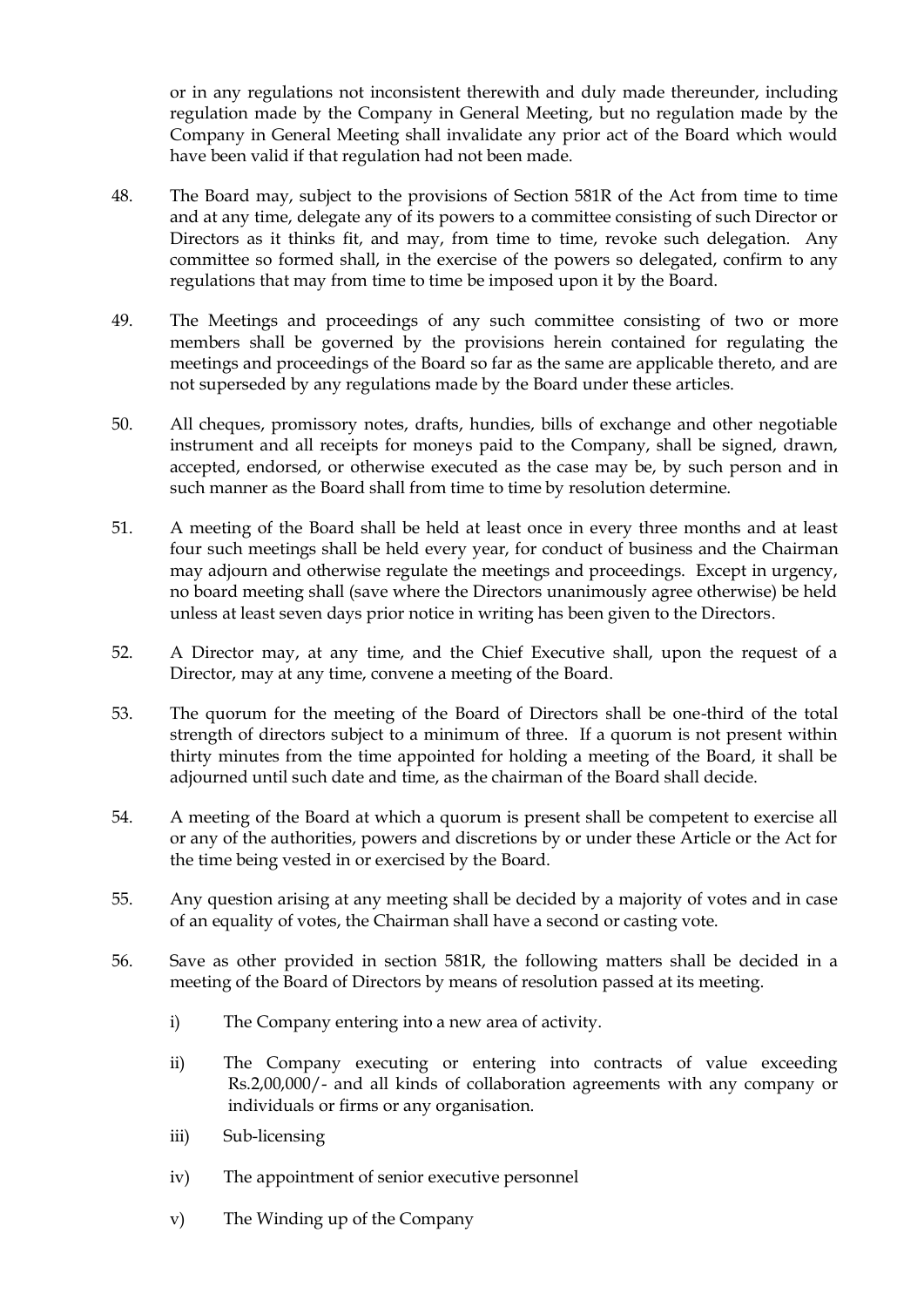or in any regulations not inconsistent therewith and duly made thereunder, including regulation made by the Company in General Meeting, but no regulation made by the Company in General Meeting shall invalidate any prior act of the Board which would have been valid if that regulation had not been made.

48. The Board may, subject to the provisions of Section 581R of the Act from time to time and at any time, delegate any of its powers to a committee consisting of such Director or Directors as it thinks fit, and may, from time to time, revoke such delegation. Any committee so formed shall, in the exercise of the powers so delegated, confirm to any regulations that may from time to time be imposed upon it by the Board.

49. The Meetings and proceedings of any such committee consisting of two or more members shall be governed by the provisions herein contained for regulating the meetings and proceedings of the Board so far as the same are applicable thereto, and are not superseded by any regulations made by the Board under these articles.

50. All cheques, promissory notes, drafts, hundies, bills of exchange and other negotiable instrument and all receipts for moneys paid to the Company, shall be signed, drawn, accepted, endorsed, or otherwise executed as the case may be, by such person and in such manner as the Board shall from time to time by resolution determine.

51. A meeting of the Board shall be held at least once in every three months and at least four such meetings shall be held every year, for conduct of business and the Chairman may adjourn and otherwise regulate the meetings and proceedings. Except in urgency, no board meeting shall (save where the Directors unanimously agree otherwise) be held unless at least seven days prior notice in writing has been given to the Directors.

52. A Director may, at any time, and the Chief Executive shall, upon the request of a Director, may at any time, convene a meeting of the Board.

53. The quorum for the meeting of the Board of Directors shall be one-third of the total strength of directors subject to a minimum of three. If a quorum is not present within thirty minutes from the time appointed for holding a meeting of the Board, it shall be adjourned until such date and time, as the chairman of the Board shall decide.

54. A meeting of the Board at which a quorum is present shall be competent to exercise all or any of the authorities, powers and discretions by or under these Article or the Act for the time being vested in or exercised by the Board.

55. Any question arising at any meeting shall be decided by a majority of votes and in case of an equality of votes, the Chairman shall have a second or casting vote.

56. Save as other provided in section 581R, the following matters shall be decided in a meeting of the Board of Directors by means of resolution passed at its meeting.

    i) The Company entering into a new area of activity.

    ii) The Company executing or entering into contracts of value exceeding Rs.2,00,000/- and all kinds of collaboration agreements with any company or individuals or firms or any organisation.

    iii) Sub-licensing

    iv) The appointment of senior executive personnel

    v) The Winding up of the Company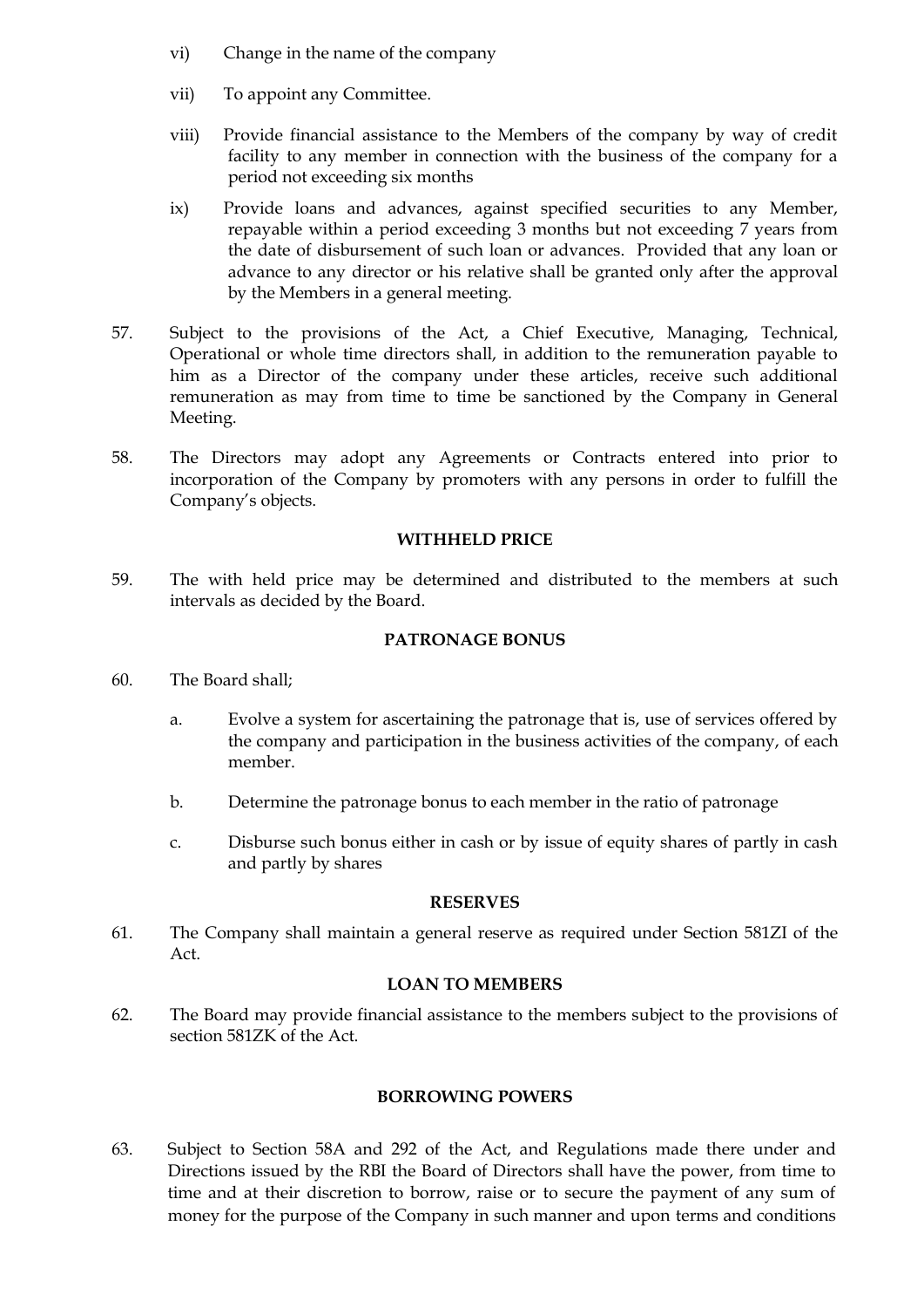vi) Change in the name of the company

vii) To appoint any Committee.

viii) Provide financial assistance to the Members of the company by way of credit facility to any member in connection with the business of the company for a period not exceeding six months

ix) Provide loans and advances, against specified securities to any Member, repayable within a period exceeding 3 months but not exceeding 7 years from the date of disbursement of such loan or advances. Provided that any loan or advance to any director or his relative shall be granted only after the approval by the Members in a general meeting.

57. Subject to the provisions of the Act, a Chief Executive, Managing, Technical, Operational or whole time directors shall, in addition to the remuneration payable to him as a Director of the company under these articles, receive such additional remuneration as may from time to time be sanctioned by the Company in General Meeting.

58. The Directors may adopt any Agreements or Contracts entered into prior to incorporation of the Company by promoters with any persons in order to fulfill the Company's objects.

**WITHHELD PRICE**

59. The with held price may be determined and distributed to the members at such intervals as decided by the Board.

**PATRONAGE BONUS**

60. The Board shall;

a. Evolve a system for ascertaining the patronage that is, use of services offered by the company and participation in the business activities of the company, of each member.

b. Determine the patronage bonus to each member in the ratio of patronage

c. Disburse such bonus either in cash or by issue of equity shares of partly in cash and partly by shares

**RESERVES**

61. The Company shall maintain a general reserve as required under Section 581ZI of the Act.

**LOAN TO MEMBERS**

62. The Board may provide financial assistance to the members subject to the provisions of section 581ZK of the Act.

**BORROWING POWERS**

63. Subject to Section 58A and 292 of the Act, and Regulations made there under and Directions issued by the RBI the Board of Directors shall have the power, from time to time and at their discretion to borrow, raise or to secure the payment of any sum of money for the purpose of the Company in such manner and upon terms and conditions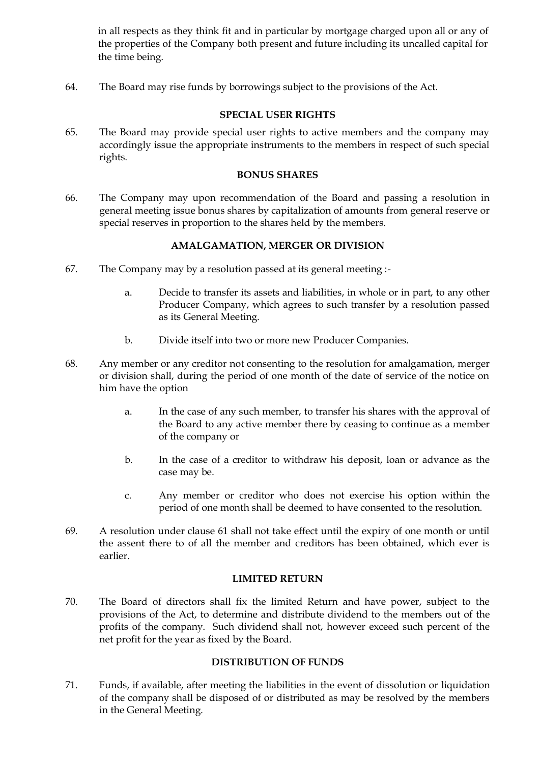in all respects as they think fit and in particular by mortgage charged upon all or any of the properties of the Company both present and future including its uncalled capital for the time being.

64. The Board may rise funds by borrowings subject to the provisions of the Act.

**SPECIAL USER RIGHTS**

65. The Board may provide special user rights to active members and the company may accordingly issue the appropriate instruments to the members in respect of such special rights.

**BONUS SHARES**

66. The Company may upon recommendation of the Board and passing a resolution in general meeting issue bonus shares by capitalization of amounts from general reserve or special reserves in proportion to the shares held by the members.

**AMALGAMATION, MERGER OR DIVISION**

67. The Company may by a resolution passed at its general meeting :-

    a. Decide to transfer its assets and liabilities, in whole or in part, to any other Producer Company, which agrees to such transfer by a resolution passed as its General Meeting.

    b. Divide itself into two or more new Producer Companies.

68. Any member or any creditor not consenting to the resolution for amalgamation, merger or division shall, during the period of one month of the date of service of the notice on him have the option

    a. In the case of any such member, to transfer his shares with the approval of the Board to any active member there by ceasing to continue as a member of the company or

    b. In the case of a creditor to withdraw his deposit, loan or advance as the case may be.

    c. Any member or creditor who does not exercise his option within the period of one month shall be deemed to have consented to the resolution.

69. A resolution under clause 61 shall not take effect until the expiry of one month or until the assent there to of all the member and creditors has been obtained, which ever is earlier.

**LIMITED RETURN**

70. The Board of directors shall fix the limited Return and have power, subject to the provisions of the Act, to determine and distribute dividend to the members out of the profits of the company. Such dividend shall not, however exceed such percent of the net profit for the year as fixed by the Board.

**DISTRIBUTION OF FUNDS**

71. Funds, if available, after meeting the liabilities in the event of dissolution or liquidation of the company shall be disposed of or distributed as may be resolved by the members in the General Meeting.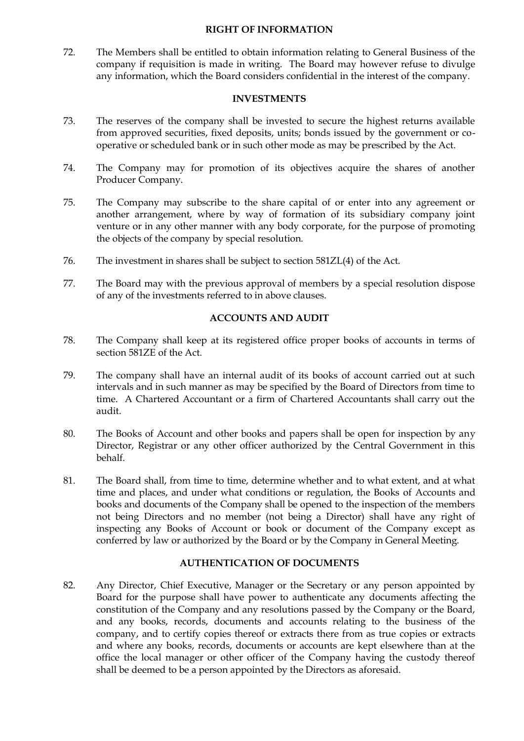## RIGHT OF INFORMATION

72. The Members shall be entitled to obtain information relating to General Business of the company if requisition is made in writing. The Board may however refuse to divulge any information, which the Board considers confidential in the interest of the company.

## INVESTMENTS

73. The reserves of the company shall be invested to secure the highest returns available from approved securities, fixed deposits, units; bonds issued by the government or co-operative or scheduled bank or in such other mode as may be prescribed by the Act.

74. The Company may for promotion of its objectives acquire the shares of another Producer Company.

75. The Company may subscribe to the share capital of or enter into any agreement or another arrangement, where by way of formation of its subsidiary company joint venture or in any other manner with any body corporate, for the purpose of promoting the objects of the company by special resolution.

76. The investment in shares shall be subject to section 581ZL(4) of the Act.

77. The Board may with the previous approval of members by a special resolution dispose of any of the investments referred to in above clauses.

## ACCOUNTS AND AUDIT

78. The Company shall keep at its registered office proper books of accounts in terms of section 581ZE of the Act.

79. The company shall have an internal audit of its books of account carried out at such intervals and in such manner as may be specified by the Board of Directors from time to time. A Chartered Accountant or a firm of Chartered Accountants shall carry out the audit.

80. The Books of Account and other books and papers shall be open for inspection by any Director, Registrar or any other officer authorized by the Central Government in this behalf.

81. The Board shall, from time to time, determine whether and to what extent, and at what time and places, and under what conditions or regulation, the Books of Accounts and books and documents of the Company shall be opened to the inspection of the members not being Directors and no member (not being a Director) shall have any right of inspecting any Books of Account or book or document of the Company except as conferred by law or authorized by the Board or by the Company in General Meeting.

## AUTHENTICATION OF DOCUMENTS

82. Any Director, Chief Executive, Manager or the Secretary or any person appointed by Board for the purpose shall have power to authenticate any documents affecting the constitution of the Company and any resolutions passed by the Company or the Board, and any books, records, documents and accounts relating to the business of the company, and to certify copies thereof or extracts there from as true copies or extracts and where any books, records, documents or accounts are kept elsewhere than at the office the local manager or other officer of the Company having the custody thereof shall be deemed to be a person appointed by the Directors as aforesaid.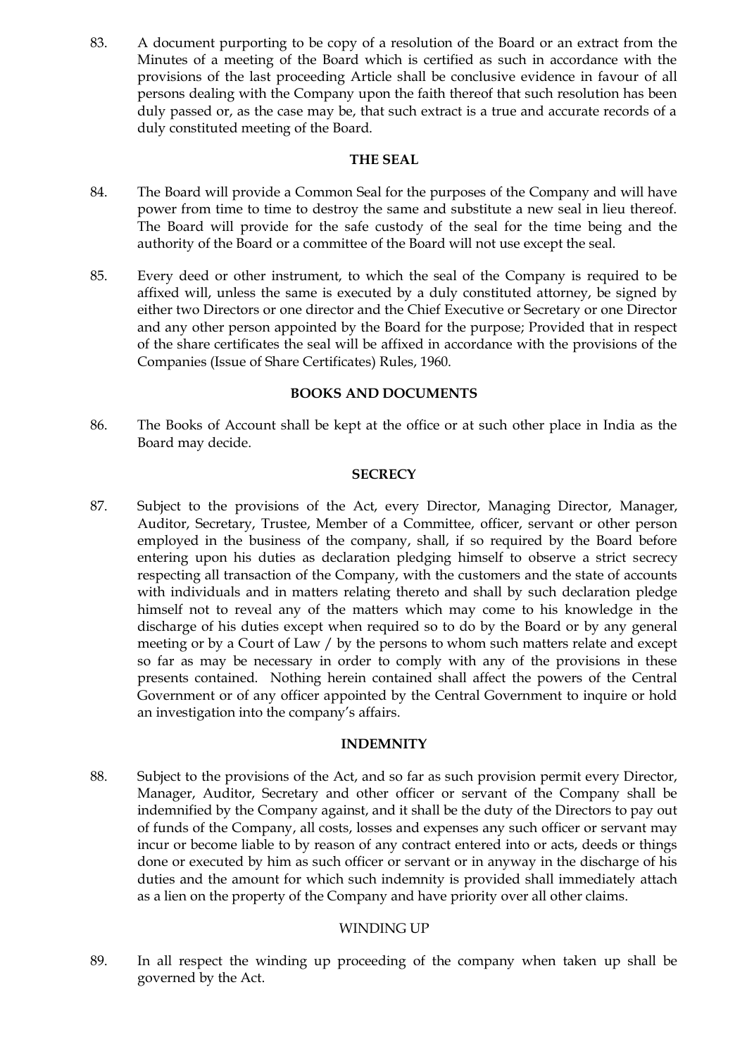83. A document purporting to be copy of a resolution of the Board or an extract from the Minutes of a meeting of the Board which is certified as such in accordance with the provisions of the last proceeding Article shall be conclusive evidence in favour of all persons dealing with the Company upon the faith thereof that such resolution has been duly passed or, as the case may be, that such extract is a true and accurate records of a duly constituted meeting of the Board.

**THE SEAL**

84. The Board will provide a Common Seal for the purposes of the Company and will have power from time to time to destroy the same and substitute a new seal in lieu thereof. The Board will provide for the safe custody of the seal for the time being and the authority of the Board or a committee of the Board will not use except the seal.

85. Every deed or other instrument, to which the seal of the Company is required to be affixed will, unless the same is executed by a duly constituted attorney, be signed by either two Directors or one director and the Chief Executive or Secretary or one Director and any other person appointed by the Board for the purpose; Provided that in respect of the share certificates the seal will be affixed in accordance with the provisions of the Companies (Issue of Share Certificates) Rules, 1960.

**BOOKS AND DOCUMENTS**

86. The Books of Account shall be kept at the office or at such other place in India as the Board may decide.

**SECRECY**

87. Subject to the provisions of the Act, every Director, Managing Director, Manager, Auditor, Secretary, Trustee, Member of a Committee, officer, servant or other person employed in the business of the company, shall, if so required by the Board before entering upon his duties as declaration pledging himself to observe a strict secrecy respecting all transaction of the Company, with the customers and the state of accounts with individuals and in matters relating thereto and shall by such declaration pledge himself not to reveal any of the matters which may come to his knowledge in the discharge of his duties except when required so to do by the Board or by any general meeting or by a Court of Law / by the persons to whom such matters relate and except so far as may be necessary in order to comply with any of the provisions in these presents contained. Nothing herein contained shall affect the powers of the Central Government or of any officer appointed by the Central Government to inquire or hold an investigation into the company's affairs.

**INDEMNITY**

88. Subject to the provisions of the Act, and so far as such provision permit every Director, Manager, Auditor, Secretary and other officer or servant of the Company shall be indemnified by the Company against, and it shall be the duty of the Directors to pay out of funds of the Company, all costs, losses and expenses any such officer or servant may incur or become liable to by reason of any contract entered into or acts, deeds or things done or executed by him as such officer or servant or in anyway in the discharge of his duties and the amount for which such indemnity is provided shall immediately attach as a lien on the property of the Company and have priority over all other claims.

WINDING UP

89. In all respect the winding up proceeding of the company when taken up shall be governed by the Act.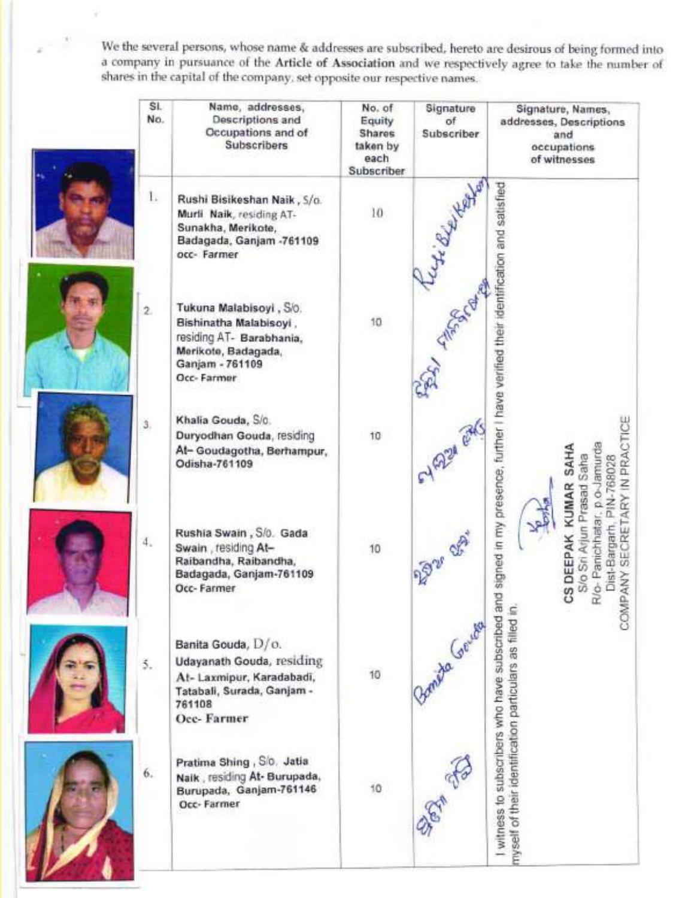We the several persons, whose name & addresses are subscribed, hereto are desirous of being formed into a company in pursuance of the **Article of Association** and we respectively agree to take the number of shares in the capital of the company, set opposite our respective names.

| Sl. No. | Name, addresses, Descriptions and Occupations and of Subscribers | No. of Equity Shares taken by each Subscriber | Signature of Subscriber | Signature, Names, addresses, Descriptions and occupations of witnesses |
|---|---|---|---|---|
| 1. | **Rushi Bisikeshan Naik**, S/o. **Murli Naik**, residing AT- **Sunakha, Merikote, Badagada, Ganjam -761109** occ- **Farmer** | 10 | Rusi Bisikeshan | I witness to subscribers who have subscribed and signed in my presence, further I have verified their identification and satisfied myself of their identification particulars as filled in. **CS DEEPAK KUMAR SAHA** S/o Sri Arjun Prasad Saha R/o- Panichhatar, p.o-Jamurda Dist-Bargarh, PIN-768028 COMPANY SECRETARY IN PRACTICE |
| 2. | **Tukuna Malabisoyi**, S/o. **Bishinatha Malabisoyi**, residing AT- **Barabhania, Merikote, Badagada, Ganjam - 761109** **Occ- Farmer** | 10 | | |
| 3. | **Khalia Gouda**, S/o. **Duryodhan Gouda**, residing **At- Goudagotha, Berhampur, Odisha-761109** | 10 | | |
| 4. | **Rushia Swain**, S/o. **Gada Swain**, residing **At- Raibandha, Raibandha, Badagada, Ganjam-761109** **Occ- Farmer** | 10 | | |
| 5. | **Banita Gouda**, D/o. **Udayanath Gouda**, residing **At- Laxmipur, Karadabadi, Tatabali, Surada, Ganjam - 761108** **Occ- Farmer** | 10 | Banita Gouda | |
| 6. | **Pratima Shing**, S/o. **Jatia Naik**, residing **At- Burupada, Burupada, Ganjam-761146** **Occ- Farmer** | 10 | | |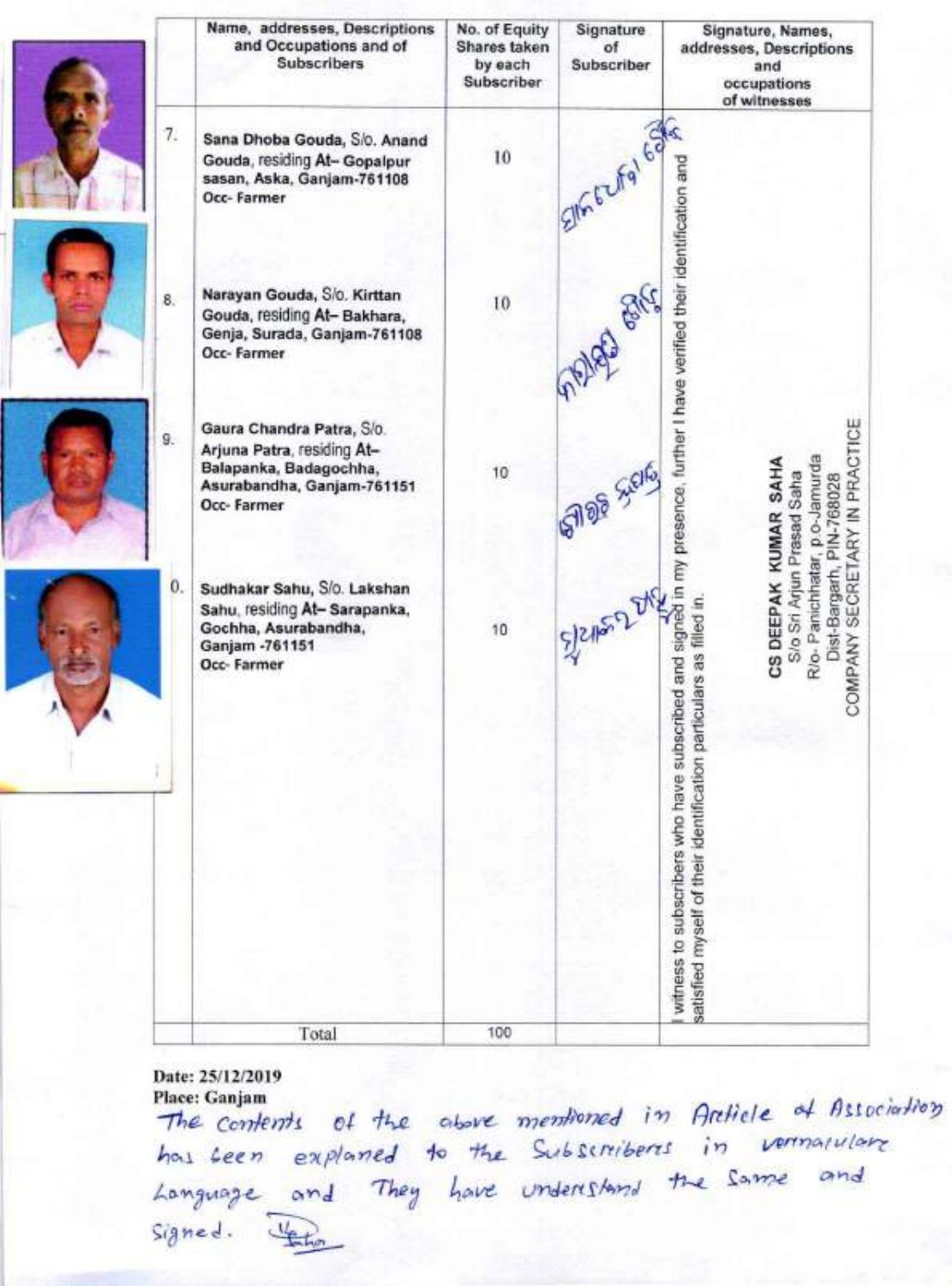| | Name, addresses, Descriptions and Occupations and of Subscribers | No. of Equity Shares taken by each Subscriber | Signature of Subscriber | Signature, Names, addresses, Descriptions and occupations of witnesses |
|---|---|---|---|---|
| 7. | **Sana Dhoba Gouda**, S/o. **Anand Gouda**, residing **At– Gopalpur sasan, Aska, Ganjam-761108 Occ- Farmer** | 10 | ସାନ ଧୋବା ଗୌଡ | I witness to subscribers who have subscribed and signed in my presence, further I have verified their identification and satisfied myself of their identification particulars as filled in.<br><br>**CS DEEPAK KUMAR SAHA**<br>S/o Sri Arjun Prasad Saha<br>R/o- Panichhatar, p.o-Jamurda<br>Dist-Bargarh, PIN-768028<br>COMPANY SECRETARY IN PRACTICE |
| 8. | **Narayan Gouda**, S/o. **Kirttan Gouda**, residing **At– Bakhara, Genja, Surada, Ganjam-761108 Occ- Farmer** | 10 | ନାରାୟଣ ଗୌଡ | |
| 9. | **Gaura Chandra Patra**, S/o. **Arjuna Patra**, residing **At– Balapanka, Badagochha, Asurabandha, Ganjam-761151 Occ- Farmer** | 10 | ଗୌରଚନ୍ଦ୍ର ପାତ୍ର | |
| 10. | **Sudhakar Sahu**, S/o. **Lakshan Sahu**, residing **At– Sarapanka, Gochha, Asurabandha, Ganjam -761151 Occ- Farmer** | 10 | ସୁଧାକର ସାହୁ | |
| | Total | 100 | | |

**Date: 25/12/2019**
**Place: Ganjam**

The contents of the above mentioned in Article of Association has been explaned to the Subscribers in vernaculare Language and They have understand the Same and Signed.